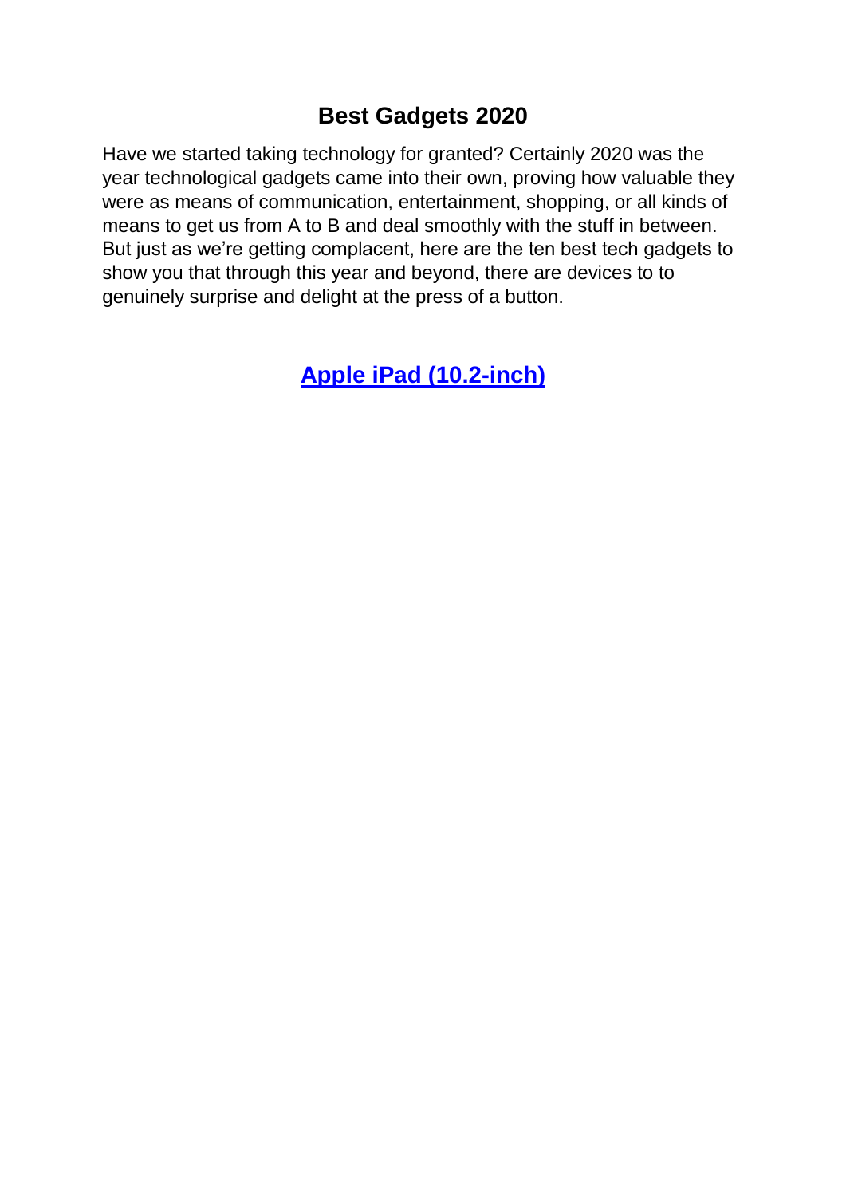# Best Gadgets 2020

Have we started taking technology for granted? Certainly 2020 was the year technological gadgets came into their own, proving how valuable they were as means of communication, entertainment, shopping, or all kinds of means to get us from A to B and deal smoothly with the stuff in between. But just as we're getting complacent, here are the ten best tech gadgets to show you that through this year and beyond, there are devices to to genuinely surprise and delight at the press of a button.

## Apple iPad (10.2-inch)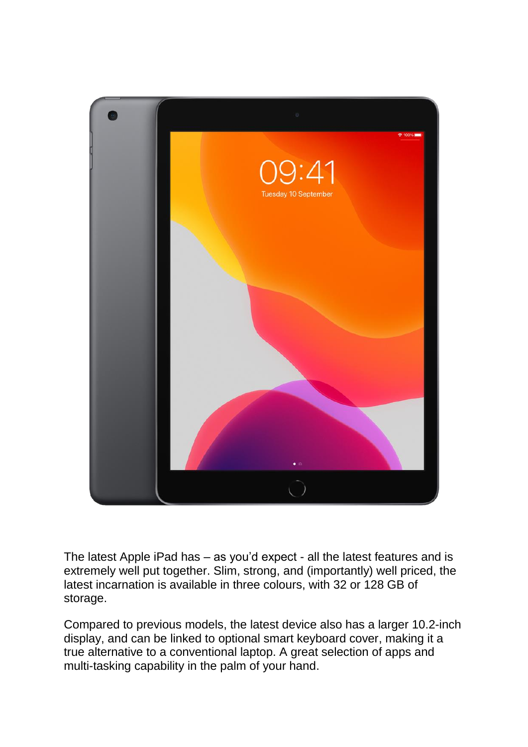The latest Apple iPad has – as you'd expect - all the latest features and is extremely well put together. Slim, strong, and (importantly) well priced, the latest incarnation is available in three colours, with 32 or 128 GB of storage.

Compared to previous models, the latest device also has a larger 10.2-inch display, and can be linked to optional smart keyboard cover, making it a true alternative to a conventional laptop. A great selection of apps and multi-tasking capability in the palm of your hand.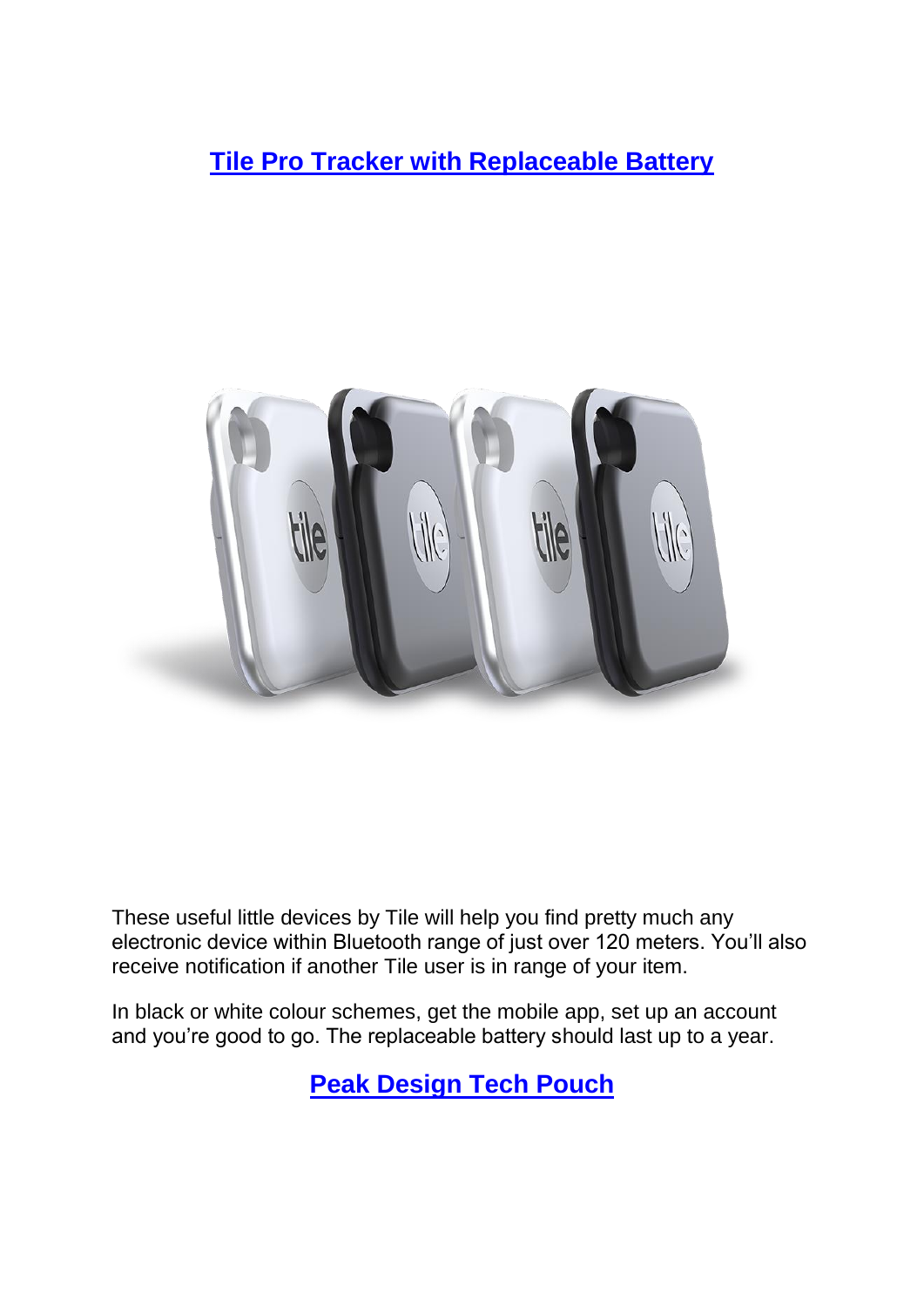## [Tile Pro Tracker with Replaceable Battery]

These useful little devices by Tile will help you find pretty much any electronic device within Bluetooth range of just over 120 meters. You'll also receive notification if another Tile user is in range of your item.

In black or white colour schemes, get the mobile app, set up an account and you're good to go. The replaceable battery should last up to a year.

## [Peak Design Tech Pouch]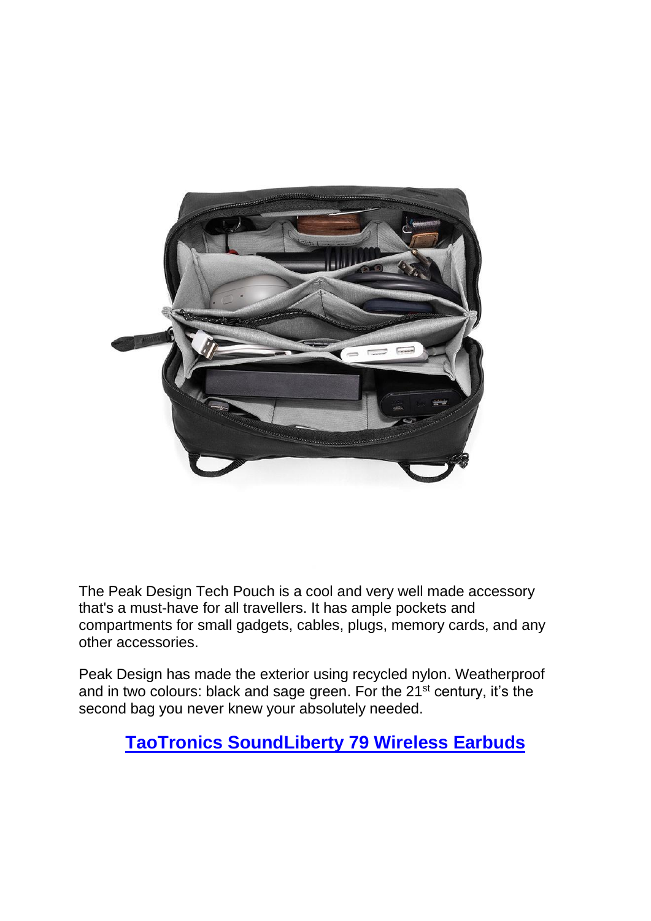The Peak Design Tech Pouch is a cool and very well made accessory that's a must-have for all travellers. It has ample pockets and compartments for small gadgets, cables, plugs, memory cards, and any other accessories.

Peak Design has made the exterior using recycled nylon. Weatherproof and in two colours: black and sage green. For the 21st century, it's the second bag you never knew your absolutely needed.

## TaoTronics SoundLiberty 79 Wireless Earbuds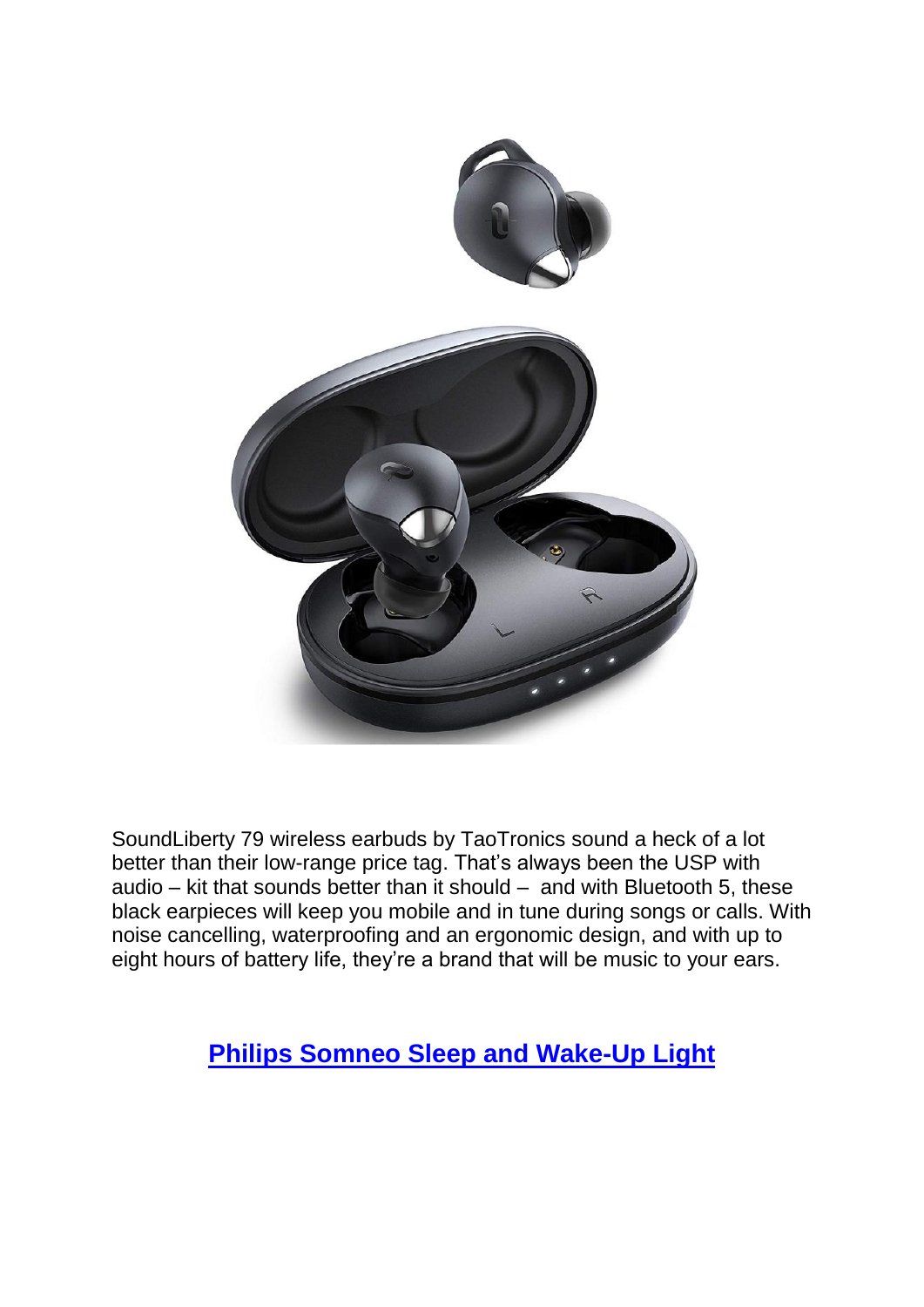SoundLiberty 79 wireless earbuds by TaoTronics sound a heck of a lot better than their low-range price tag. That's always been the USP with audio – kit that sounds better than it should – and with Bluetooth 5, these black earpieces will keep you mobile and in tune during songs or calls. With noise cancelling, waterproofing and an ergonomic design, and with up to eight hours of battery life, they're a brand that will be music to your ears.

## Philips Somneo Sleep and Wake-Up Light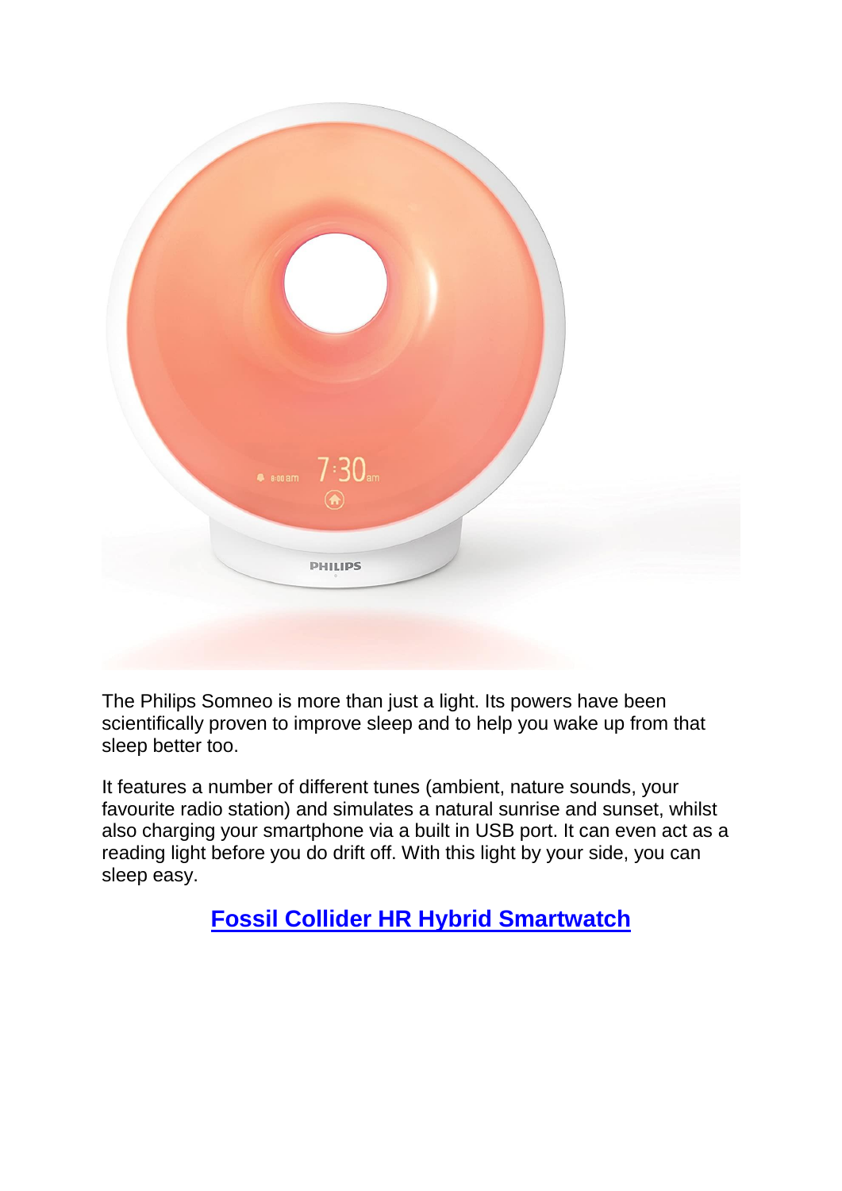The Philips Somneo is more than just a light. Its powers have been scientifically proven to improve sleep and to help you wake up from that sleep better too.

It features a number of different tunes (ambient, nature sounds, your favourite radio station) and simulates a natural sunrise and sunset, whilst also charging your smartphone via a built in USB port. It can even act as a reading light before you do drift off. With this light by your side, you can sleep easy.

## **Fossil Collider HR Hybrid Smartwatch**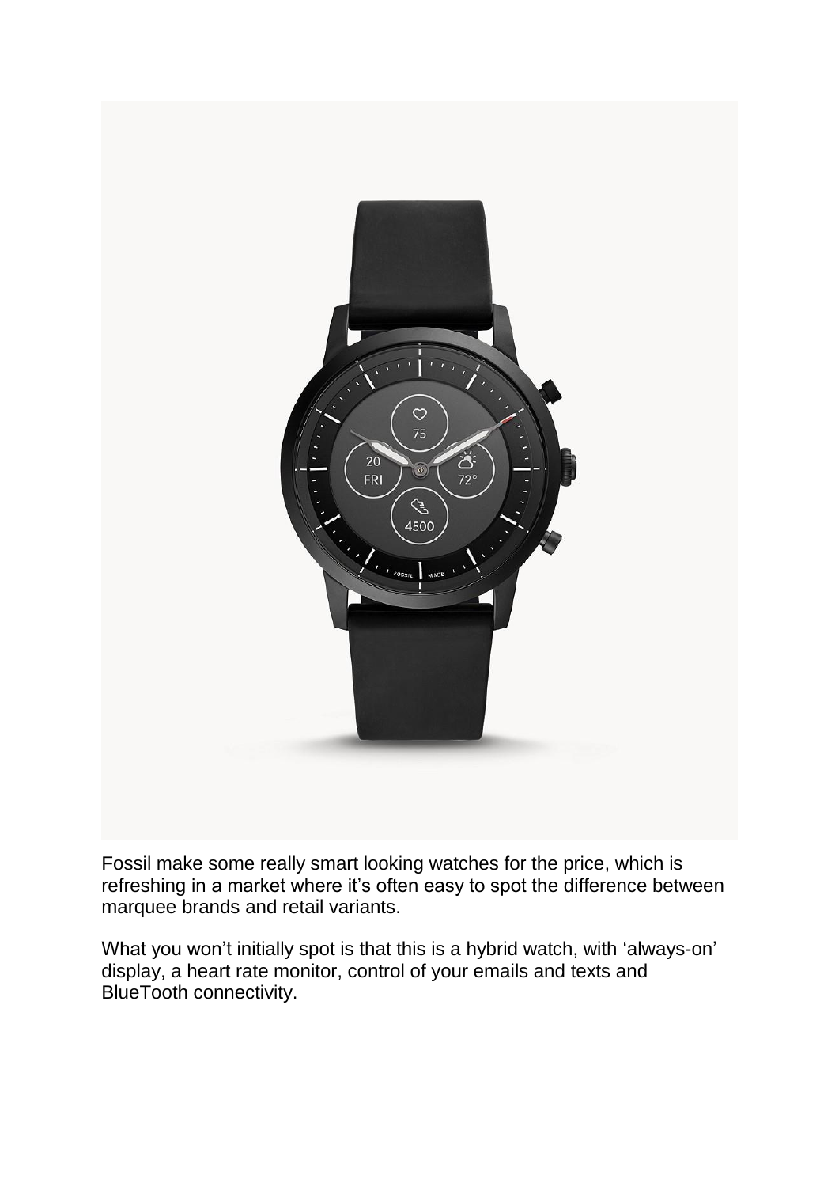Fossil make some really smart looking watches for the price, which is refreshing in a market where it's often easy to spot the difference between marquee brands and retail variants.

What you won't initially spot is that this is a hybrid watch, with 'always-on' display, a heart rate monitor, control of your emails and texts and BlueTooth connectivity.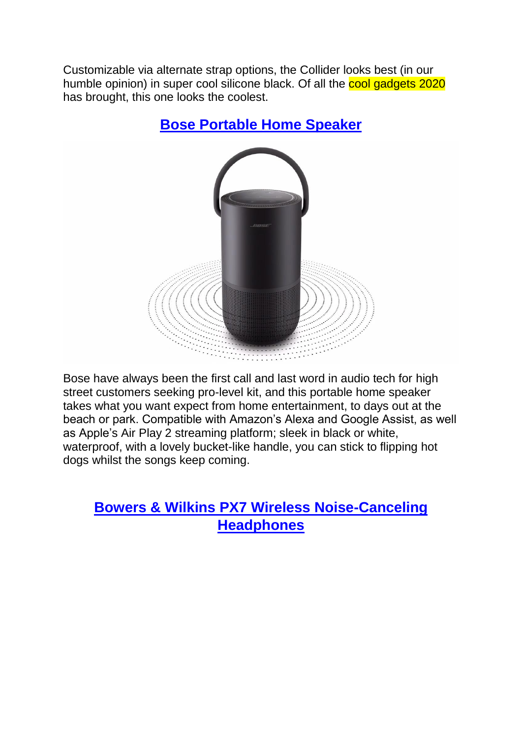Customizable via alternate strap options, the Collider looks best (in our humble opinion) in super cool silicone black. Of all the cool gadgets 2020 has brought, this one looks the coolest.

## Bose Portable Home Speaker

Bose have always been the first call and last word in audio tech for high street customers seeking pro-level kit, and this portable home speaker takes what you want expect from home entertainment, to days out at the beach or park. Compatible with Amazon's Alexa and Google Assist, as well as Apple's Air Play 2 streaming platform; sleek in black or white, waterproof, with a lovely bucket-like handle, you can stick to flipping hot dogs whilst the songs keep coming.

## Bowers & Wilkins PX7 Wireless Noise-Canceling Headphones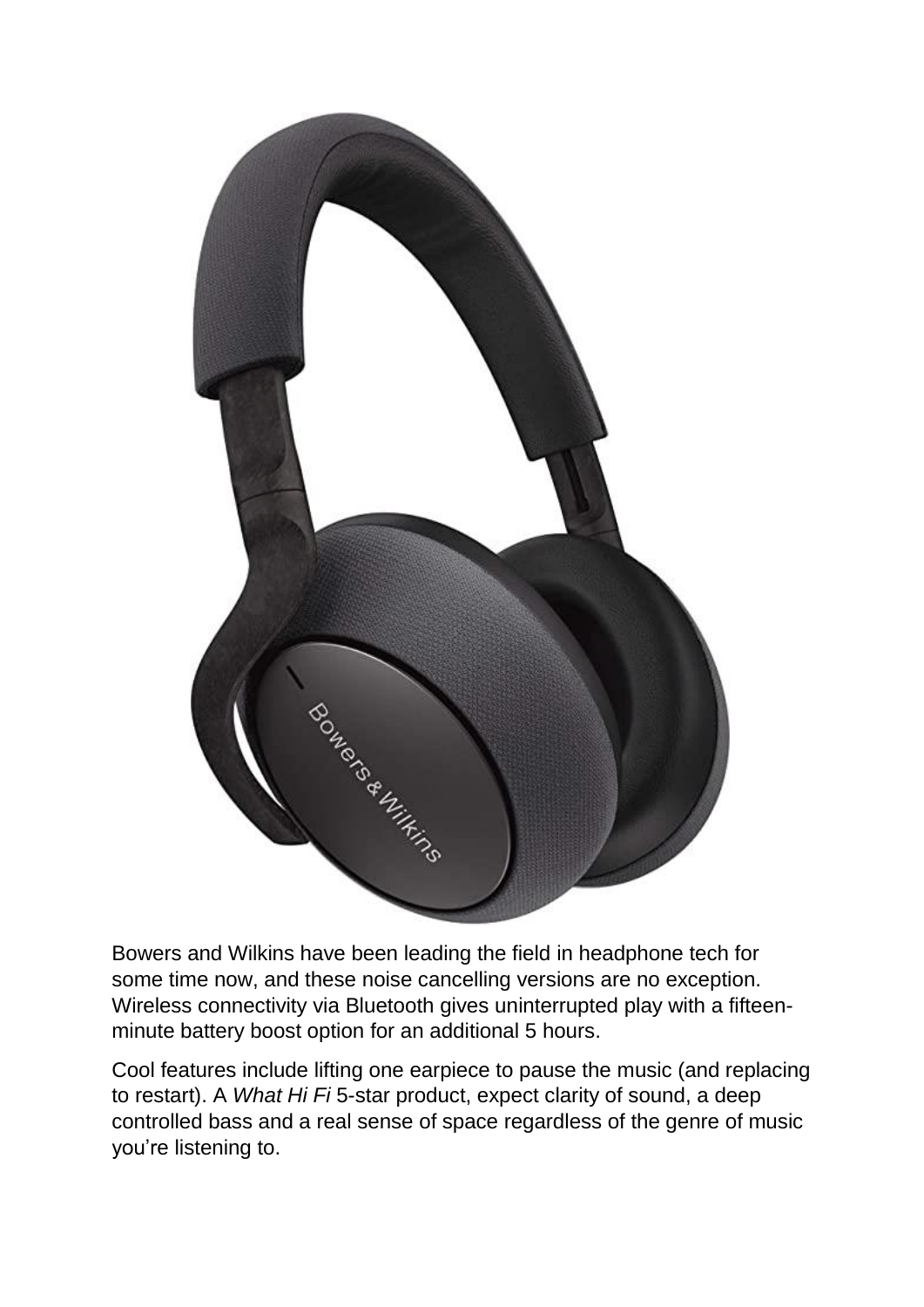Bowers and Wilkins have been leading the field in headphone tech for some time now, and these noise cancelling versions are no exception. Wireless connectivity via Bluetooth gives uninterrupted play with a fifteen-minute battery boost option for an additional 5 hours.

Cool features include lifting one earpiece to pause the music (and replacing to restart). A *What Hi Fi* 5-star product, expect clarity of sound, a deep controlled bass and a real sense of space regardless of the genre of music you're listening to.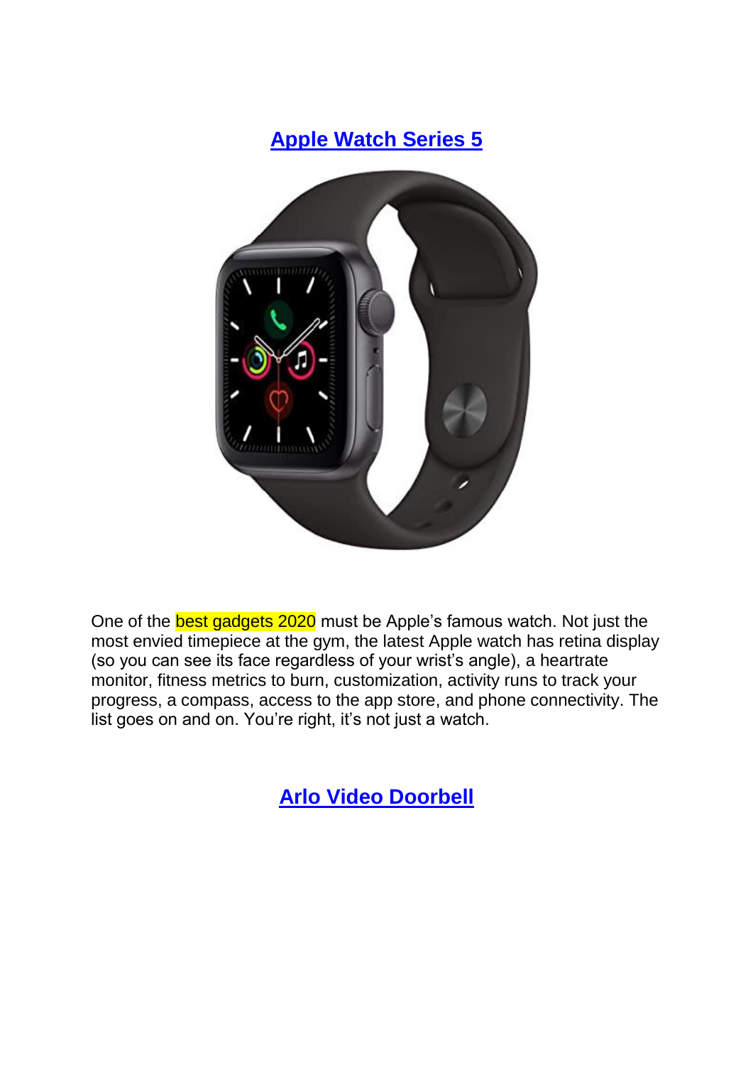## [Apple Watch Series 5]

One of the best gadgets 2020 must be Apple's famous watch. Not just the most envied timepiece at the gym, the latest Apple watch has retina display (so you can see its face regardless of your wrist's angle), a heartrate monitor, fitness metrics to burn, customization, activity runs to track your progress, a compass, access to the app store, and phone connectivity. The list goes on and on. You're right, it's not just a watch.

## [Arlo Video Doorbell]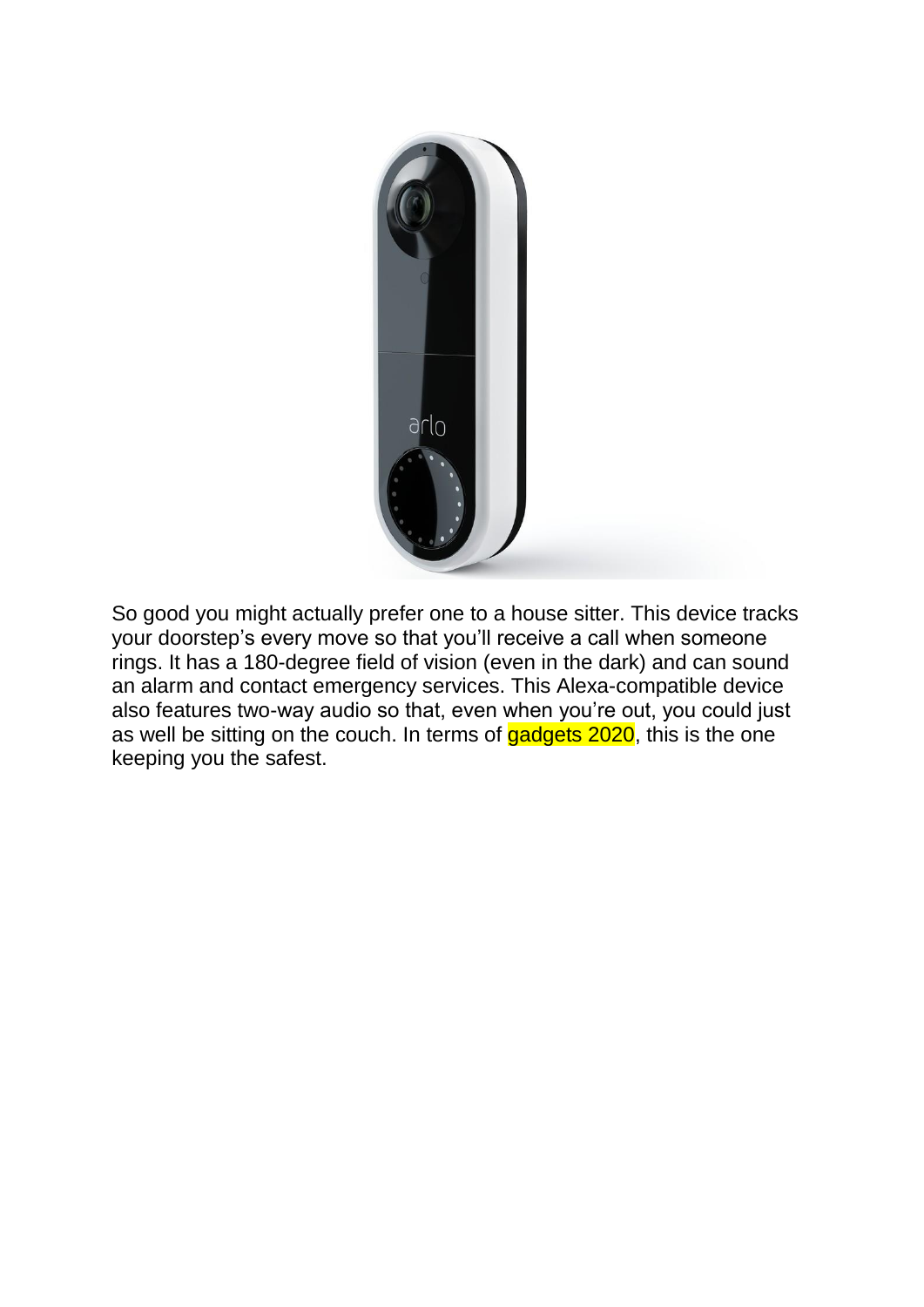So good you might actually prefer one to a house sitter. This device tracks your doorstep's every move so that you'll receive a call when someone rings. It has a 180-degree field of vision (even in the dark) and can sound an alarm and contact emergency services. This Alexa-compatible device also features two-way audio so that, even when you're out, you could just as well be sitting on the couch. In terms of gadgets 2020, this is the one keeping you the safest.